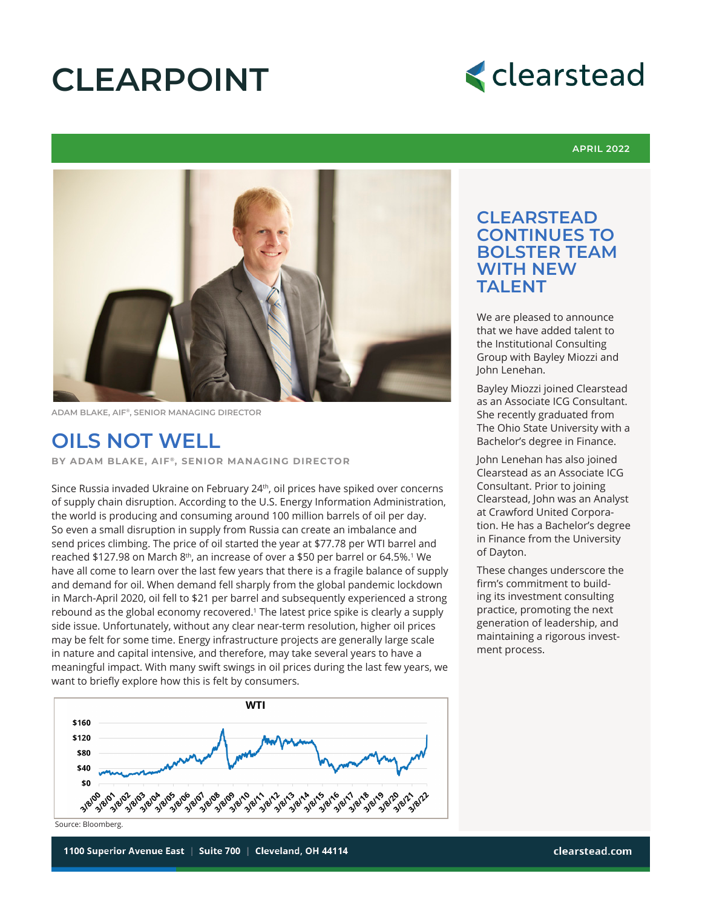# CLEARPOINT

clearstead

APRIL 2022

ADAM BLAKE, AIF®, SENIOR MANAGING DIRECTOR

## OILS NOT WELL

**BY ADAM BLAKE, AIF®, SENIOR MANAGING DIRECTOR**

Since Russia invaded Ukraine on February 24th, oil prices have spiked over concerns of supply chain disruption. According to the U.S. Energy Information Administration, the world is producing and consuming around 100 million barrels of oil per day. So even a small disruption in supply from Russia can create an imbalance and send prices climbing. The price of oil started the year at $77.78 per WTI barrel and reached $127.98 on March 8th, an increase of over a $50 per barrel or 64.5%.[1] We have all come to learn over the last few years that there is a fragile balance of supply and demand for oil. When demand fell sharply from the global pandemic lockdown in March-April 2020, oil fell to $21 per barrel and subsequently experienced a strong rebound as the global economy recovered.[1] The latest price spike is clearly a supply side issue. Unfortunately, without any clear near-term resolution, higher oil prices may be felt for some time. Energy infrastructure projects are generally large scale in nature and capital intensive, and therefore, may take several years to have a meaningful impact. With many swift swings in oil prices during the last few years, we want to briefly explore how this is felt by consumers.

Source: Bloomberg.

## CLEARSTEAD CONTINUES TO BOLSTER TEAM WITH NEW TALENT

We are pleased to announce that we have added talent to the Institutional Consulting Group with Bayley Miozzi and John Lenehan.

Bayley Miozzi joined Clearstead as an Associate ICG Consultant. She recently graduated from The Ohio State University with a Bachelor's degree in Finance.

John Lenehan has also joined Clearstead as an Associate ICG Consultant. Prior to joining Clearstead, John was an Analyst at Crawford United Corporation. He has a Bachelor's degree in Finance from the University of Dayton.

These changes underscore the firm's commitment to building its investment consulting practice, promoting the next generation of leadership, and maintaining a rigorous investment process.

1100 Superior Avenue East | Suite 700 | Cleveland, OH 44114 clearstead.com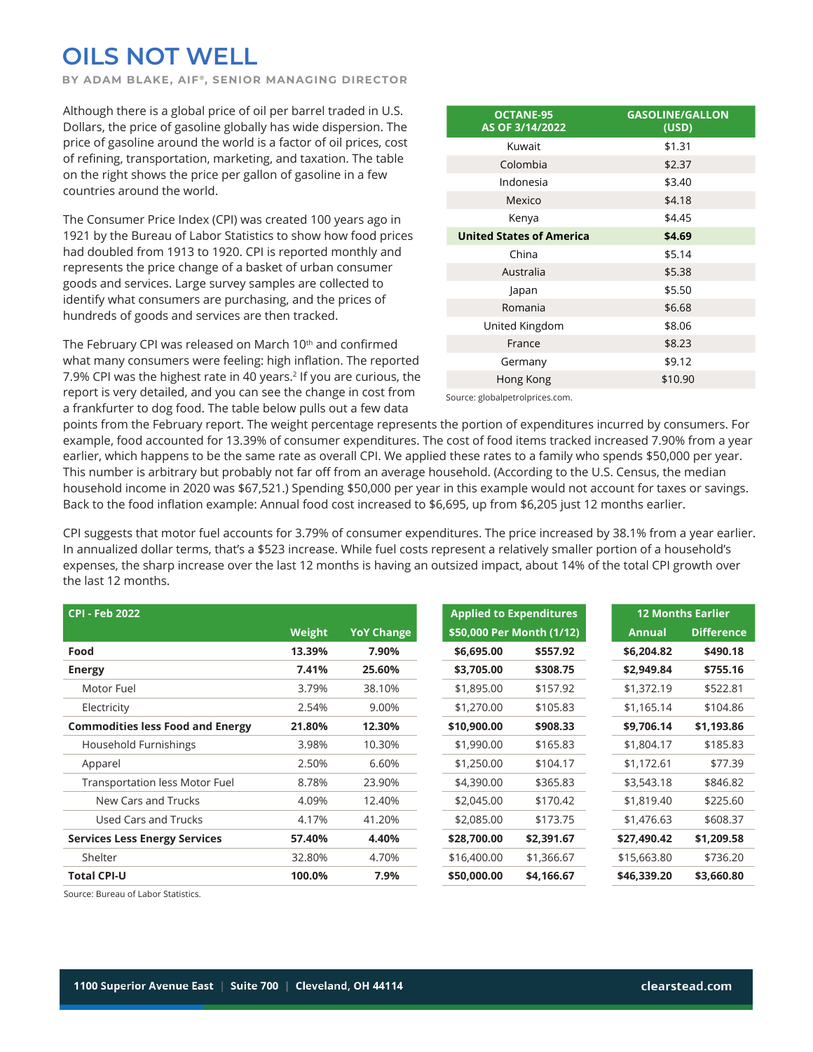# OILS NOT WELL

**BY ADAM BLAKE, AIF®, SENIOR MANAGING DIRECTOR**

Although there is a global price of oil per barrel traded in U.S. Dollars, the price of gasoline globally has wide dispersion. The price of gasoline around the world is a factor of oil prices, cost of refining, transportation, marketing, and taxation. The table on the right shows the price per gallon of gasoline in a few countries around the world.

| OCTANE-95 AS OF 3/14/2022 | GASOLINE/GALLON (USD) |
|---|---|
| Kuwait | $1.31 |
| Colombia | $2.37 |
| Indonesia | $3.40 |
| Mexico | $4.18 |
| Kenya | $4.45 |
| **United States of America** | **$4.69** |
| China | $5.14 |
| Australia | $5.38 |
| Japan | $5.50 |
| Romania | $6.68 |
| United Kingdom | $8.06 |
| France | $8.23 |
| Germany | $9.12 |
| Hong Kong | $10.90 |

Source: globalpetrolprices.com.

The Consumer Price Index (CPI) was created 100 years ago in 1921 by the Bureau of Labor Statistics to show how food prices had doubled from 1913 to 1920. CPI is reported monthly and represents the price change of a basket of urban consumer goods and services. Large survey samples are collected to identify what consumers are purchasing, and the prices of hundreds of goods and services are then tracked.

The February CPI was released on March 10th and confirmed what many consumers were feeling: high inflation. The reported 7.9% CPI was the highest rate in 40 years.[2] If you are curious, the report is very detailed, and you can see the change in cost from a frankfurter to dog food. The table below pulls out a few data points from the February report. The weight percentage represents the portion of expenditures incurred by consumers. For example, food accounted for 13.39% of consumer expenditures. The cost of food items tracked increased 7.90% from a year earlier, which happens to be the same rate as overall CPI. We applied these rates to a family who spends $50,000 per year. This number is arbitrary but probably not far off from an average household. (According to the U.S. Census, the median household income in 2020 was $67,521.) Spending $50,000 per year in this example would not account for taxes or savings. Back to the food inflation example: Annual food cost increased to $6,695, up from $6,205 just 12 months earlier.

CPI suggests that motor fuel accounts for 3.79% of consumer expenditures. The price increased by 38.1% from a year earlier. In annualized dollar terms, that's a $523 increase. While fuel costs represent a relatively smaller portion of a household's expenses, the sharp increase over the last 12 months is having an outsized impact, about 14% of the total CPI growth over the last 12 months.

| CPI - Feb 2022 | | | Applied to Expenditures | | 12 Months Earlier | |
|---|---|---|---|---|---|---|
| | Weight | YoY Change | $50,000 | Per Month (1/12) | Annual | Difference |
| **Food** | **13.39%** | **7.90%** | **$6,695.00** | **$557.92** | **$6,204.82** | **$490.18** |
| **Energy** | **7.41%** | **25.60%** | **$3,705.00** | **$308.75** | **$2,949.84** | **$755.16** |
| Motor Fuel | 3.79% | 38.10% | $1,895.00 | $157.92 | $1,372.19 | $522.81 |
| Electricity | 2.54% | 9.00% | $1,270.00 | $105.83 | $1,165.14 | $104.86 |
| **Commodities less Food and Energy** | **21.80%** | **12.30%** | **$10,900.00** | **$908.33** | **$9,706.14** | **$1,193.86** |
| Household Furnishings | 3.98% | 10.30% | $1,990.00 | $165.83 | $1,804.17 | $185.83 |
| Apparel | 2.50% | 6.60% | $1,250.00 | $104.17 | $1,172.61 | $77.39 |
| Transportation less Motor Fuel | 8.78% | 23.90% | $4,390.00 | $365.83 | $3,543.18 | $846.82 |
| New Cars and Trucks | 4.09% | 12.40% | $2,045.00 | $170.42 | $1,819.40 | $225.60 |
| Used Cars and Trucks | 4.17% | 41.20% | $2,085.00 | $173.75 | $1,476.63 | $608.37 |
| **Services Less Energy Services** | **57.40%** | **4.40%** | **$28,700.00** | **$2,391.67** | **$27,490.42** | **$1,209.58** |
| Shelter | 32.80% | 4.70% | $16,400.00 | $1,366.67 | $15,663.80 | $736.20 |
| **Total CPI-U** | **100.0%** | **7.9%** | **$50,000.00** | **$4,166.67** | **$46,339.20** | **$3,660.80** |

Source: Bureau of Labor Statistics.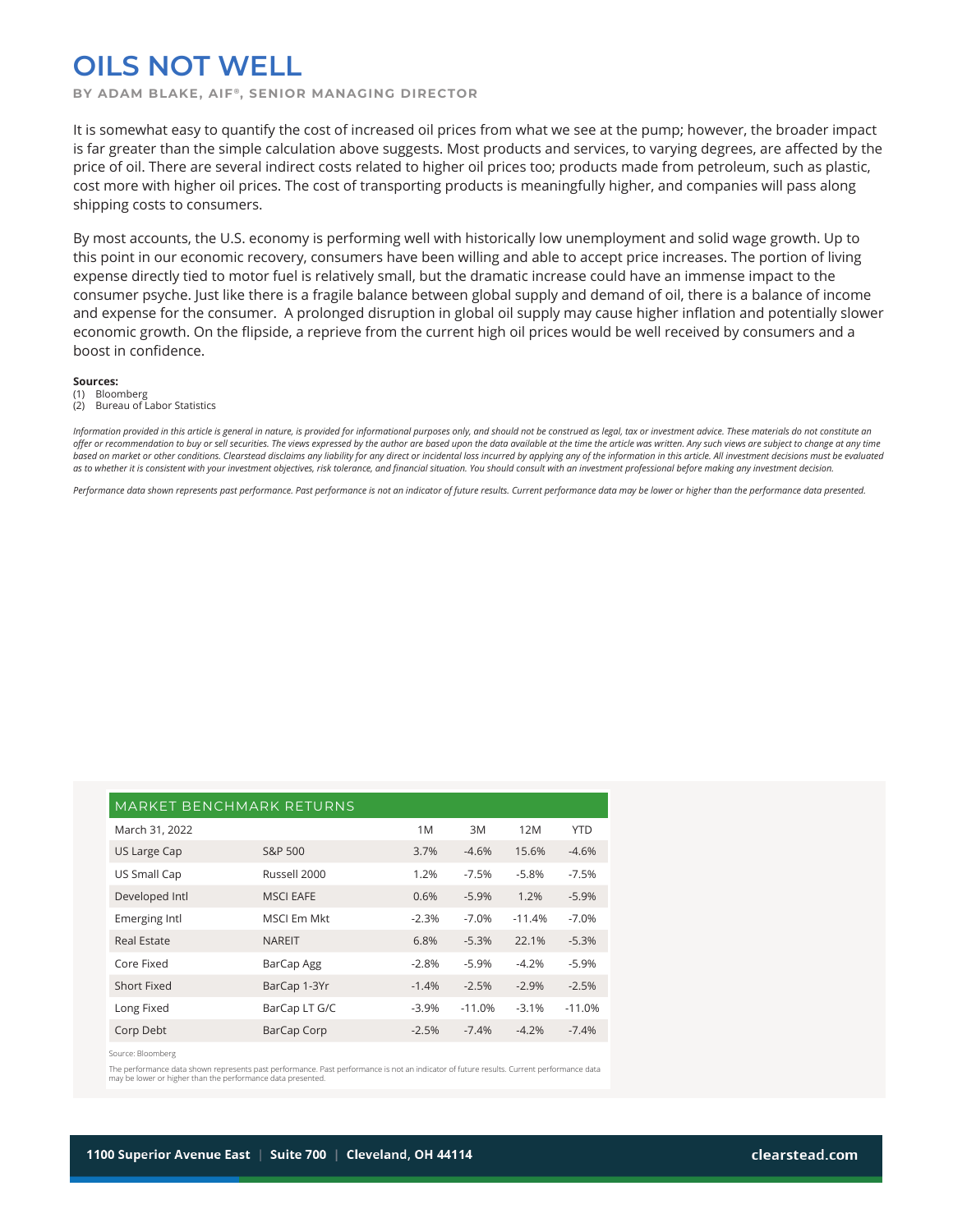# OILS NOT WELL

**BY ADAM BLAKE, AIF®, SENIOR MANAGING DIRECTOR**

It is somewhat easy to quantify the cost of increased oil prices from what we see at the pump; however, the broader impact is far greater than the simple calculation above suggests. Most products and services, to varying degrees, are affected by the price of oil. There are several indirect costs related to higher oil prices too; products made from petroleum, such as plastic, cost more with higher oil prices. The cost of transporting products is meaningfully higher, and companies will pass along shipping costs to consumers.

By most accounts, the U.S. economy is performing well with historically low unemployment and solid wage growth. Up to this point in our economic recovery, consumers have been willing and able to accept price increases. The portion of living expense directly tied to motor fuel is relatively small, but the dramatic increase could have an immense impact to the consumer psyche. Just like there is a fragile balance between global supply and demand of oil, there is a balance of income and expense for the consumer. A prolonged disruption in global oil supply may cause higher inflation and potentially slower economic growth. On the flipside, a reprieve from the current high oil prices would be well received by consumers and a boost in confidence.

**Sources:**
(1) Bloomberg
(2) Bureau of Labor Statistics

*Information provided in this article is general in nature, is provided for informational purposes only, and should not be construed as legal, tax or investment advice. These materials do not constitute an offer or recommendation to buy or sell securities. The views expressed by the author are based upon the data available at the time the article was written. Any such views are subject to change at any time based on market or other conditions. Clearstead disclaims any liability for any direct or incidental loss incurred by applying any of the information in this article. All investment decisions must be evaluated as to whether it is consistent with your investment objectives, risk tolerance, and financial situation. You should consult with an investment professional before making any investment decision.*

*Performance data shown represents past performance. Past performance is not an indicator of future results. Current performance data may be lower or higher than the performance data presented.*

## MARKET BENCHMARK RETURNS

| March 31, 2022 | | 1M | 3M | 12M | YTD |
|---|---|---|---|---|---|
| US Large Cap | S&P 500 | 3.7% | -4.6% | 15.6% | -4.6% |
| US Small Cap | Russell 2000 | 1.2% | -7.5% | -5.8% | -7.5% |
| Developed Intl | MSCI EAFE | 0.6% | -5.9% | 1.2% | -5.9% |
| Emerging Intl | MSCI Em Mkt | -2.3% | -7.0% | -11.4% | -7.0% |
| Real Estate | NAREIT | 6.8% | -5.3% | 22.1% | -5.3% |
| Core Fixed | BarCap Agg | -2.8% | -5.9% | -4.2% | -5.9% |
| Short Fixed | BarCap 1-3Yr | -1.4% | -2.5% | -2.9% | -2.5% |
| Long Fixed | BarCap LT G/C | -3.9% | -11.0% | -3.1% | -11.0% |
| Corp Debt | BarCap Corp | -2.5% | -7.4% | -4.2% | -7.4% |

Source: Bloomberg

The performance data shown represents past performance. Past performance is not an indicator of future results. Current performance data may be lower or higher than the performance data presented.

1100 Superior Avenue East | Suite 700 | Cleveland, OH 44114 clearstead.com